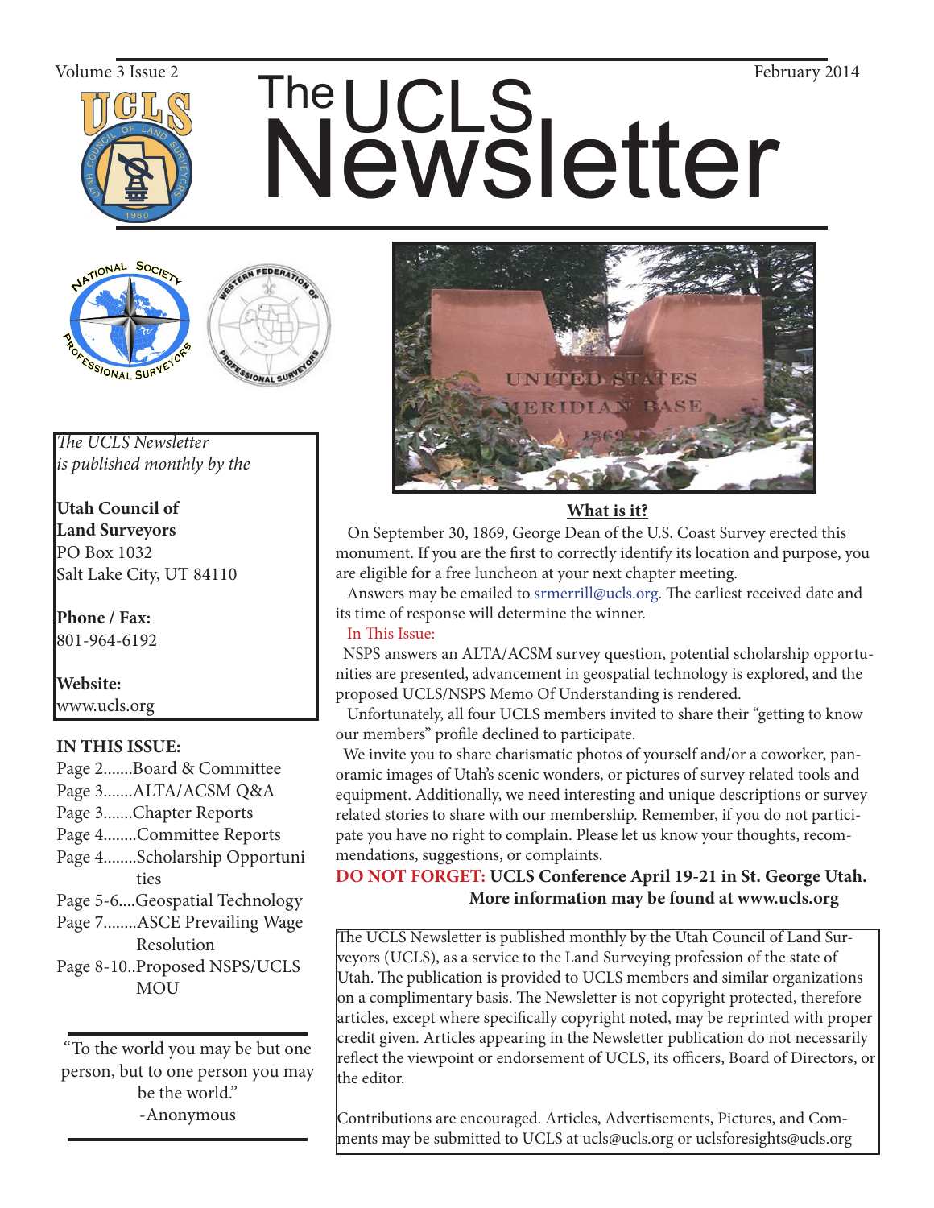Volume 3 Issue 2

February 2014

# The UCLS Newsletter

*The UCLS Newsletter is published monthly by the*

**Utah Council of Land Surveyors**
PO Box 1032
Salt Lake City, UT 84110

**Phone / Fax:**
801-964-6192

**Website:**
www.ucls.org

**IN THIS ISSUE:**

- Page 2.......Board & Committee
- Page 3.......ALTA/ACSM Q&A
- Page 3.......Chapter Reports
- Page 4........Committee Reports
- Page 4........Scholarship Opportunities
- Page 5-6....Geospatial Technology
- Page 7........ASCE Prevailing Wage Resolution
- Page 8-10..Proposed NSPS/UCLS MOU

"To the world you may be but one person, but to one person you may be the world."
-Anonymous

## What is it?

On September 30, 1869, George Dean of the U.S. Coast Survey erected this monument. If you are the first to correctly identify its location and purpose, you are eligible for a free luncheon at your next chapter meeting.

Answers may be emailed to srmerrill@ucls.org. The earliest received date and its time of response will determine the winner.

In This Issue:

NSPS answers an ALTA/ACSM survey question, potential scholarship opportunities are presented, advancement in geospatial technology is explored, and the proposed UCLS/NSPS Memo Of Understanding is rendered.

Unfortunately, all four UCLS members invited to share their "getting to know our members" profile declined to participate.

We invite you to share charismatic photos of yourself and/or a coworker, panoramic images of Utah's scenic wonders, or pictures of survey related tools and equipment. Additionally, we need interesting and unique descriptions or survey related stories to share with our membership. Remember, if you do not participate you have no right to complain. Please let us know your thoughts, recommendations, suggestions, or complaints.

**DO NOT FORGET: UCLS Conference April 19-21 in St. George Utah. More information may be found at www.ucls.org**

The UCLS Newsletter is published monthly by the Utah Council of Land Surveyors (UCLS), as a service to the Land Surveying profession of the state of Utah. The publication is provided to UCLS members and similar organizations on a complimentary basis. The Newsletter is not copyright protected, therefore articles, except where specifically copyright noted, may be reprinted with proper credit given. Articles appearing in the Newsletter publication do not necessarily reflect the viewpoint or endorsement of UCLS, its officers, Board of Directors, or the editor.

Contributions are encouraged. Articles, Advertisements, Pictures, and Comments may be submitted to UCLS at ucls@ucls.org or uclsforesights@ucls.org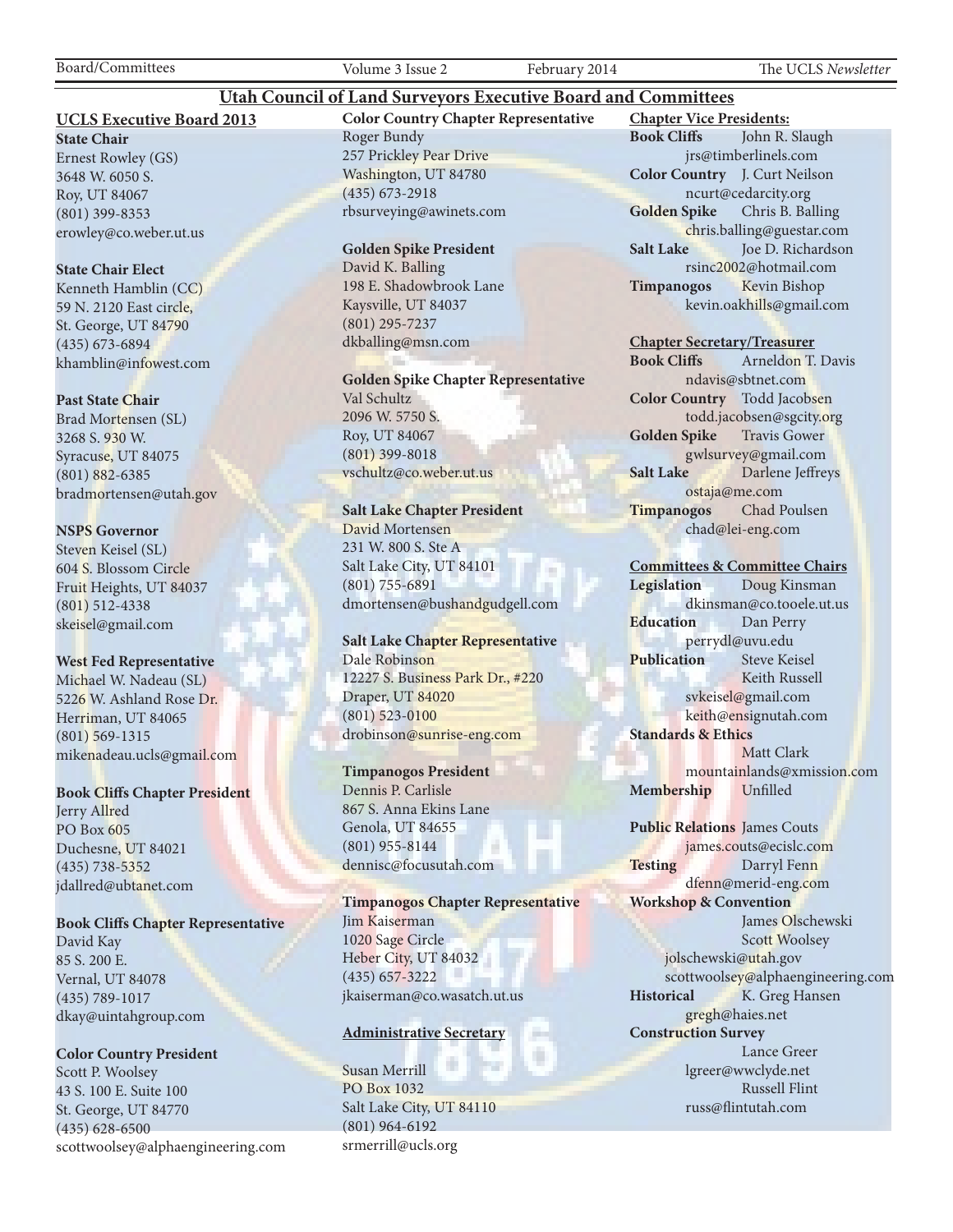# Utah Council of Land Surveyors Executive Board and Committees

## UCLS Executive Board 2013

**State Chair**
Ernest Rowley (GS)
3648 W. 6050 S.
Roy, UT 84067
(801) 399-8353
erowley@co.weber.ut.us

**State Chair Elect**
Kenneth Hamblin (CC)
59 N. 2120 East circle,
St. George, UT 84790
(435) 673-6894
khamblin@infowest.com

**Past State Chair**
Brad Mortensen (SL)
3268 S. 930 W.
Syracuse, UT 84075
(801) 882-6385
bradmortensen@utah.gov

**NSPS Governor**
Steven Keisel (SL)
604 S. Blossom Circle
Fruit Heights, UT 84037
(801) 512-4338
skeisel@gmail.com

**West Fed Representative**
Michael W. Nadeau (SL)
5226 W. Ashland Rose Dr.
Herriman, UT 84065
(801) 569-1315
mikenadeau.ucls@gmail.com

**Book Cliffs Chapter President**
Jerry Allred
PO Box 605
Duchesne, UT 84021
(435) 738-5352
jdallred@ubtanet.com

**Book Cliffs Chapter Representative**
David Kay
85 S. 200 E.
Vernal, UT 84078
(435) 789-1017
dkay@uintahgroup.com

**Color Country President**
Scott P. Woolsey
43 S. 100 E. Suite 100
St. George, UT 84770
(435) 628-6500
scottwoolsey@alphaengineering.com

**Color Country Chapter Representative**
Roger Bundy
257 Prickley Pear Drive
Washington, UT 84780
(435) 673-2918
rbsurveying@awinets.com

**Golden Spike President**
David K. Balling
198 E. Shadowbrook Lane
Kaysville, UT 84037
(801) 295-7237
dkballing@msn.com

**Golden Spike Chapter Representative**
Val Schultz
2096 W. 5750 S.
Roy, UT 84067
(801) 399-8018
vschultz@co.weber.ut.us

**Salt Lake Chapter President**
David Mortensen
231 W. 800 S. Ste A
Salt Lake City, UT 84101
(801) 755-6891
dmortensen@bushandgudgell.com

**Salt Lake Chapter Representative**
Dale Robinson
12227 S. Business Park Dr., #220
Draper, UT 84020
(801) 523-0100
drobinson@sunrise-eng.com

**Timpanogos President**
Dennis P. Carlisle
867 S. Anna Ekins Lane
Genola, UT 84655
(801) 955-8144
dennisc@focusutah.com

**Timpanogos Chapter Representative**
Jim Kaiserman
1020 Sage Circle
Heber City, UT 84032
(435) 657-3222
jkaiserman@co.wasatch.ut.us

## Administrative Secretary

Susan Merrill
PO Box 1032
Salt Lake City, UT 84110
(801) 964-6192
srmerrill@ucls.org

## Chapter Vice Presidents:

**Book Cliffs** John R. Slaugh
jrs@timberlinels.com
**Color Country** J. Curt Neilson
ncurt@cedarcity.org
**Golden Spike** Chris B. Balling
chris.balling@guestar.com
**Salt Lake** Joe D. Richardson
rsinc2002@hotmail.com
**Timpanogos** Kevin Bishop
kevin.oakhills@gmail.com

## Chapter Secretary/Treasurer

**Book Cliffs** Arneldon T. Davis
ndavis@sbtnet.com
**Color Country** Todd Jacobsen
todd.jacobsen@sgcity.org
**Golden Spike** Travis Gower
gwlsurvey@gmail.com
**Salt Lake** Darlene Jeffreys
ostaja@me.com
**Timpanogos** Chad Poulsen
chad@lei-eng.com

## Committees & Committee Chairs

**Legislation** Doug Kinsman
dkinsman@co.tooele.ut.us
**Education** Dan Perry
perrydl@uvu.edu
**Publication** Steve Keisel
Keith Russell
svkeisel@gmail.com
keith@ensignutah.com
**Standards & Ethics**
Matt Clark
mountainlands@xmission.com
**Membership** Unfilled

**Public Relations** James Couts
james.couts@ecislc.com
**Testing** Darryl Fenn
dfenn@merid-eng.com
**Workshop & Convention**
James Olschewski
Scott Woolsey
jolschewski@utah.gov
scottwoolsey@alphaengineering.com
**Historical** K. Greg Hansen
gregh@haies.net
**Construction Survey**
Lance Greer
lgreer@wwclyde.net
Russell Flint
russ@flintutah.com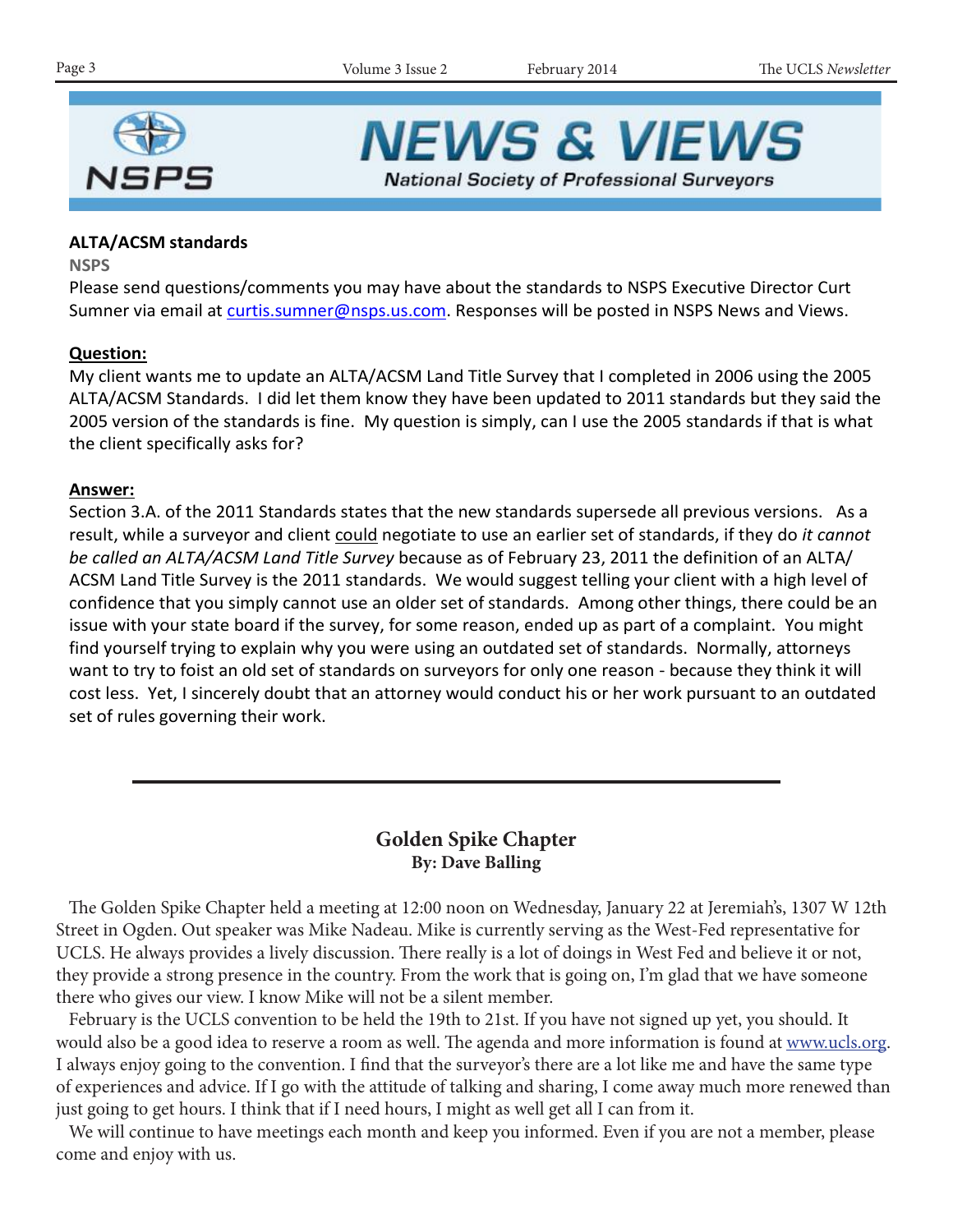# NEWS & VIEWS

National Society of Professional Surveyors

**ALTA/ACSM standards**

**NSPS**

Please send questions/comments you may have about the standards to NSPS Executive Director Curt Sumner via email at curtis.sumner@nsps.us.com. Responses will be posted in NSPS News and Views.

**Question:**

My client wants me to update an ALTA/ACSM Land Title Survey that I completed in 2006 using the 2005 ALTA/ACSM Standards. I did let them know they have been updated to 2011 standards but they said the 2005 version of the standards is fine. My question is simply, can I use the 2005 standards if that is what the client specifically asks for?

**Answer:**

Section 3.A. of the 2011 Standards states that the new standards supersede all previous versions. As a result, while a surveyor and client could negotiate to use an earlier set of standards, if they do *it cannot be called an ALTA/ACSM Land Title Survey* because as of February 23, 2011 the definition of an ALTA/ACSM Land Title Survey is the 2011 standards. We would suggest telling your client with a high level of confidence that you simply cannot use an older set of standards. Among other things, there could be an issue with your state board if the survey, for some reason, ended up as part of a complaint. You might find yourself trying to explain why you were using an outdated set of standards. Normally, attorneys want to try to foist an old set of standards on surveyors for only one reason - because they think it will cost less. Yet, I sincerely doubt that an attorney would conduct his or her work pursuant to an outdated set of rules governing their work.

---

## Golden Spike Chapter

**By: Dave Balling**

The Golden Spike Chapter held a meeting at 12:00 noon on Wednesday, January 22 at Jeremiah's, 1307 W 12th Street in Ogden. Out speaker was Mike Nadeau. Mike is currently serving as the West-Fed representative for UCLS. He always provides a lively discussion. There really is a lot of doings in West Fed and believe it or not, they provide a strong presence in the country. From the work that is going on, I'm glad that we have someone there who gives our view. I know Mike will not be a silent member.

February is the UCLS convention to be held the 19th to 21st. If you have not signed up yet, you should. It would also be a good idea to reserve a room as well. The agenda and more information is found at www.ucls.org. I always enjoy going to the convention. I find that the surveyor's there are a lot like me and have the same type of experiences and advice. If I go with the attitude of talking and sharing, I come away much more renewed than just going to get hours. I think that if I need hours, I might as well get all I can from it.

We will continue to have meetings each month and keep you informed. Even if you are not a member, please come and enjoy with us.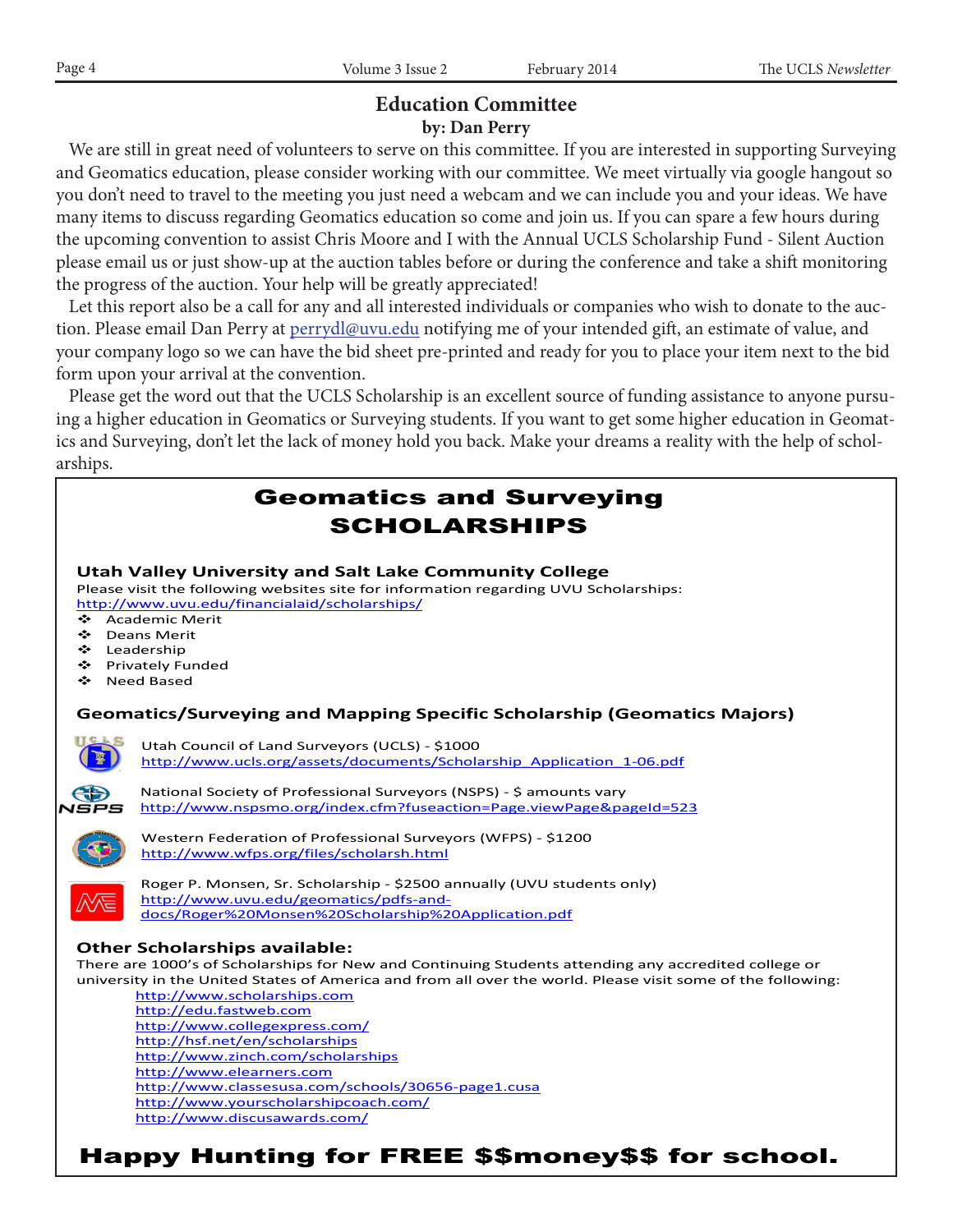## Education Committee

**by: Dan Perry**

We are still in great need of volunteers to serve on this committee. If you are interested in supporting Surveying and Geomatics education, please consider working with our committee. We meet virtually via google hangout so you don't need to travel to the meeting you just need a webcam and we can include you and your ideas. We have many items to discuss regarding Geomatics education so come and join us. If you can spare a few hours during the upcoming convention to assist Chris Moore and I with the Annual UCLS Scholarship Fund - Silent Auction please email us or just show-up at the auction tables before or during the conference and take a shift monitoring the progress of the auction. Your help will be greatly appreciated!

Let this report also be a call for any and all interested individuals or companies who wish to donate to the auction. Please email Dan Perry at perrydl@uvu.edu notifying me of your intended gift, an estimate of value, and your company logo so we can have the bid sheet pre-printed and ready for you to place your item next to the bid form upon your arrival at the convention.

Please get the word out that the UCLS Scholarship is an excellent source of funding assistance to anyone pursuing a higher education in Geomatics or Surveying students. If you want to get some higher education in Geomatics and Surveying, don't let the lack of money hold you back. Make your dreams a reality with the help of scholarships.

## Geomatics and Surveying SCHOLARSHIPS

### Utah Valley University and Salt Lake Community College

Please visit the following websites site for information regarding UVU Scholarships:
http://www.uvu.edu/financialaid/scholarships/

- Academic Merit
- Deans Merit
- Leadership
- Privately Funded
- Need Based

### Geomatics/Surveying and Mapping Specific Scholarship (Geomatics Majors)

Utah Council of Land Surveyors (UCLS) - $1000
http://www.ucls.org/assets/documents/Scholarship_Application_1-06.pdf

National Society of Professional Surveyors (NSPS) - $ amounts vary
http://www.nspsmo.org/index.cfm?fuseaction=Page.viewPage&pageId=523

Western Federation of Professional Surveyors (WFPS) - $1200
http://www.wfps.org/files/scholarsh.html

Roger P. Monsen, Sr. Scholarship - $2500 annually (UVU students only)
http://www.uvu.edu/geomatics/pdfs-and-docs/Roger%20Monsen%20Scholarship%20Application.pdf

### Other Scholarships available:

There are 1000's of Scholarships for New and Continuing Students attending any accredited college or university in the United States of America and from all over the world. Please visit some of the following:

http://www.scholarships.com
http://edu.fastweb.com
http://www.collegexpress.com/
http://hsf.net/en/scholarships
http://www.zinch.com/scholarships
http://www.elearners.com
http://www.classesusa.com/schools/30656-page1.cusa
http://www.yourscholarshipcoach.com/
http://www.discusawards.com/

**Happy Hunting for FREE $$money$$ for school.**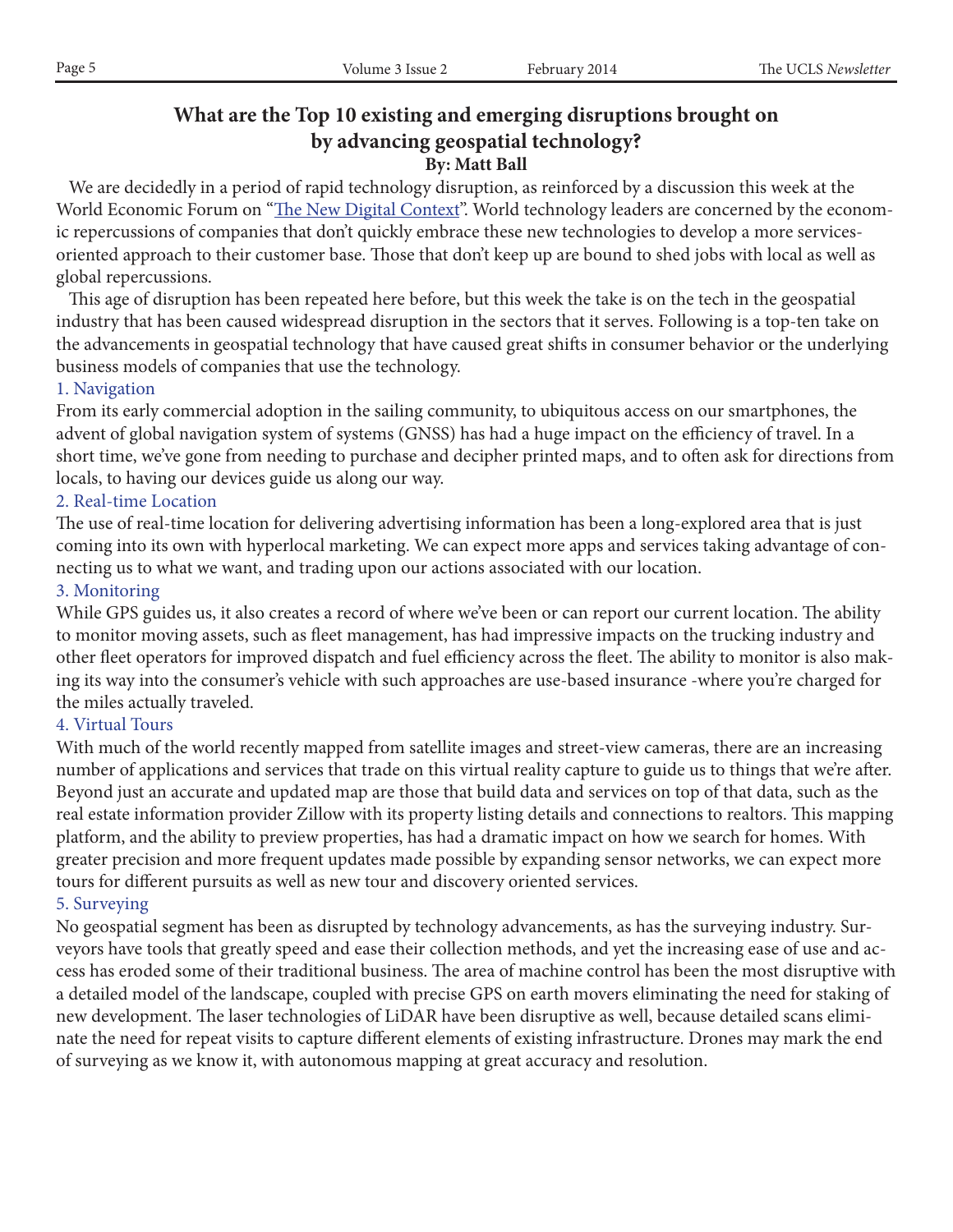# What are the Top 10 existing and emerging disruptions brought on by advancing geospatial technology?

**By: Matt Ball**

We are decidedly in a period of rapid technology disruption, as reinforced by a discussion this week at the World Economic Forum on "The New Digital Context". World technology leaders are concerned by the economic repercussions of companies that don't quickly embrace these new technologies to develop a more services-oriented approach to their customer base. Those that don't keep up are bound to shed jobs with local as well as global repercussions.

This age of disruption has been repeated here before, but this week the take is on the tech in the geospatial industry that has been caused widespread disruption in the sectors that it serves. Following is a top-ten take on the advancements in geospatial technology that have caused great shifts in consumer behavior or the underlying business models of companies that use the technology.

### 1. Navigation

From its early commercial adoption in the sailing community, to ubiquitous access on our smartphones, the advent of global navigation system of systems (GNSS) has had a huge impact on the efficiency of travel. In a short time, we've gone from needing to purchase and decipher printed maps, and to often ask for directions from locals, to having our devices guide us along our way.

### 2. Real-time Location

The use of real-time location for delivering advertising information has been a long-explored area that is just coming into its own with hyperlocal marketing. We can expect more apps and services taking advantage of connecting us to what we want, and trading upon our actions associated with our location.

### 3. Monitoring

While GPS guides us, it also creates a record of where we've been or can report our current location. The ability to monitor moving assets, such as fleet management, has had impressive impacts on the trucking industry and other fleet operators for improved dispatch and fuel efficiency across the fleet. The ability to monitor is also making its way into the consumer's vehicle with such approaches are use-based insurance -where you're charged for the miles actually traveled.

### 4. Virtual Tours

With much of the world recently mapped from satellite images and street-view cameras, there are an increasing number of applications and services that trade on this virtual reality capture to guide us to things that we're after. Beyond just an accurate and updated map are those that build data and services on top of that data, such as the real estate information provider Zillow with its property listing details and connections to realtors. This mapping platform, and the ability to preview properties, has had a dramatic impact on how we search for homes. With greater precision and more frequent updates made possible by expanding sensor networks, we can expect more tours for different pursuits as well as new tour and discovery oriented services.

### 5. Surveying

No geospatial segment has been as disrupted by technology advancements, as has the surveying industry. Surveyors have tools that greatly speed and ease their collection methods, and yet the increasing ease of use and access has eroded some of their traditional business. The area of machine control has been the most disruptive with a detailed model of the landscape, coupled with precise GPS on earth movers eliminating the need for staking of new development. The laser technologies of LiDAR have been disruptive as well, because detailed scans eliminate the need for repeat visits to capture different elements of existing infrastructure. Drones may mark the end of surveying as we know it, with autonomous mapping at great accuracy and resolution.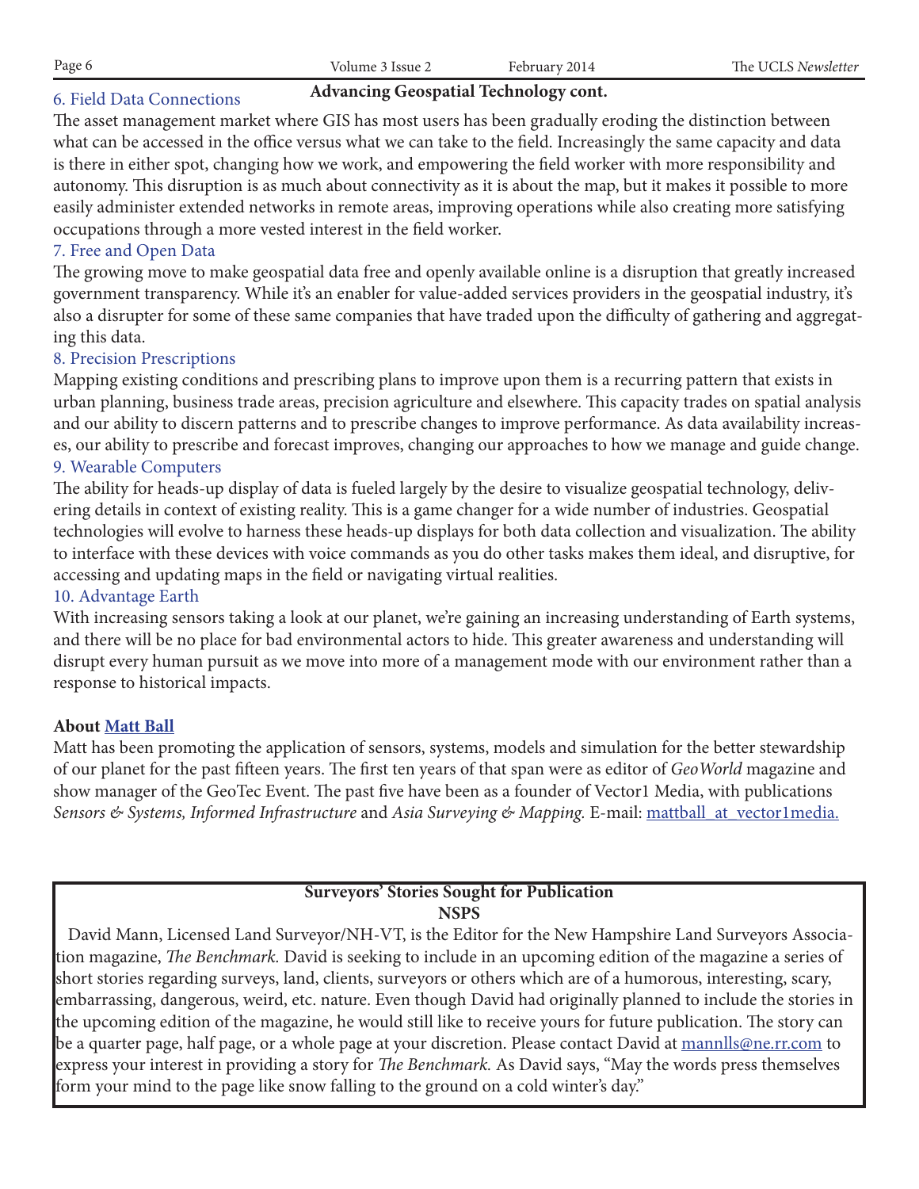## Advancing Geospatial Technology cont.

### 6. Field Data Connections

The asset management market where GIS has most users has been gradually eroding the distinction between what can be accessed in the office versus what we can take to the field. Increasingly the same capacity and data is there in either spot, changing how we work, and empowering the field worker with more responsibility and autonomy. This disruption is as much about connectivity as it is about the map, but it makes it possible to more easily administer extended networks in remote areas, improving operations while also creating more satisfying occupations through a more vested interest in the field worker.

### 7. Free and Open Data

The growing move to make geospatial data free and openly available online is a disruption that greatly increased government transparency. While it's an enabler for value-added services providers in the geospatial industry, it's also a disrupter for some of these same companies that have traded upon the difficulty of gathering and aggregating this data.

### 8. Precision Prescriptions

Mapping existing conditions and prescribing plans to improve upon them is a recurring pattern that exists in urban planning, business trade areas, precision agriculture and elsewhere. This capacity trades on spatial analysis and our ability to discern patterns and to prescribe changes to improve performance. As data availability increases, our ability to prescribe and forecast improves, changing our approaches to how we manage and guide change.

### 9. Wearable Computers

The ability for heads-up display of data is fueled largely by the desire to visualize geospatial technology, delivering details in context of existing reality. This is a game changer for a wide number of industries. Geospatial technologies will evolve to harness these heads-up displays for both data collection and visualization. The ability to interface with these devices with voice commands as you do other tasks makes them ideal, and disruptive, for accessing and updating maps in the field or navigating virtual realities.

### 10. Advantage Earth

With increasing sensors taking a look at our planet, we're gaining an increasing understanding of Earth systems, and there will be no place for bad environmental actors to hide. This greater awareness and understanding will disrupt every human pursuit as we move into more of a management mode with our environment rather than a response to historical impacts.

**About Matt Ball**

Matt has been promoting the application of sensors, systems, models and simulation for the better stewardship of our planet for the past fifteen years. The first ten years of that span were as editor of *GeoWorld* magazine and show manager of the GeoTec Event. The past five have been as a founder of Vector1 Media, with publications *Sensors & Systems, Informed Infrastructure* and *Asia Surveying & Mapping.* E-mail: mattball_at_vector1media.

---

**Surveyors' Stories Sought for Publication**
**NSPS**

David Mann, Licensed Land Surveyor/NH-VT, is the Editor for the New Hampshire Land Surveyors Association magazine, *The Benchmark.* David is seeking to include in an upcoming edition of the magazine a series of short stories regarding surveys, land, clients, surveyors or others which are of a humorous, interesting, scary, embarrassing, dangerous, weird, etc. nature. Even though David had originally planned to include the stories in the upcoming edition of the magazine, he would still like to receive yours for future publication. The story can be a quarter page, half page, or a whole page at your discretion. Please contact David at mannlls@ne.rr.com to express your interest in providing a story for *The Benchmark.* As David says, "May the words press themselves form your mind to the page like snow falling to the ground on a cold winter's day."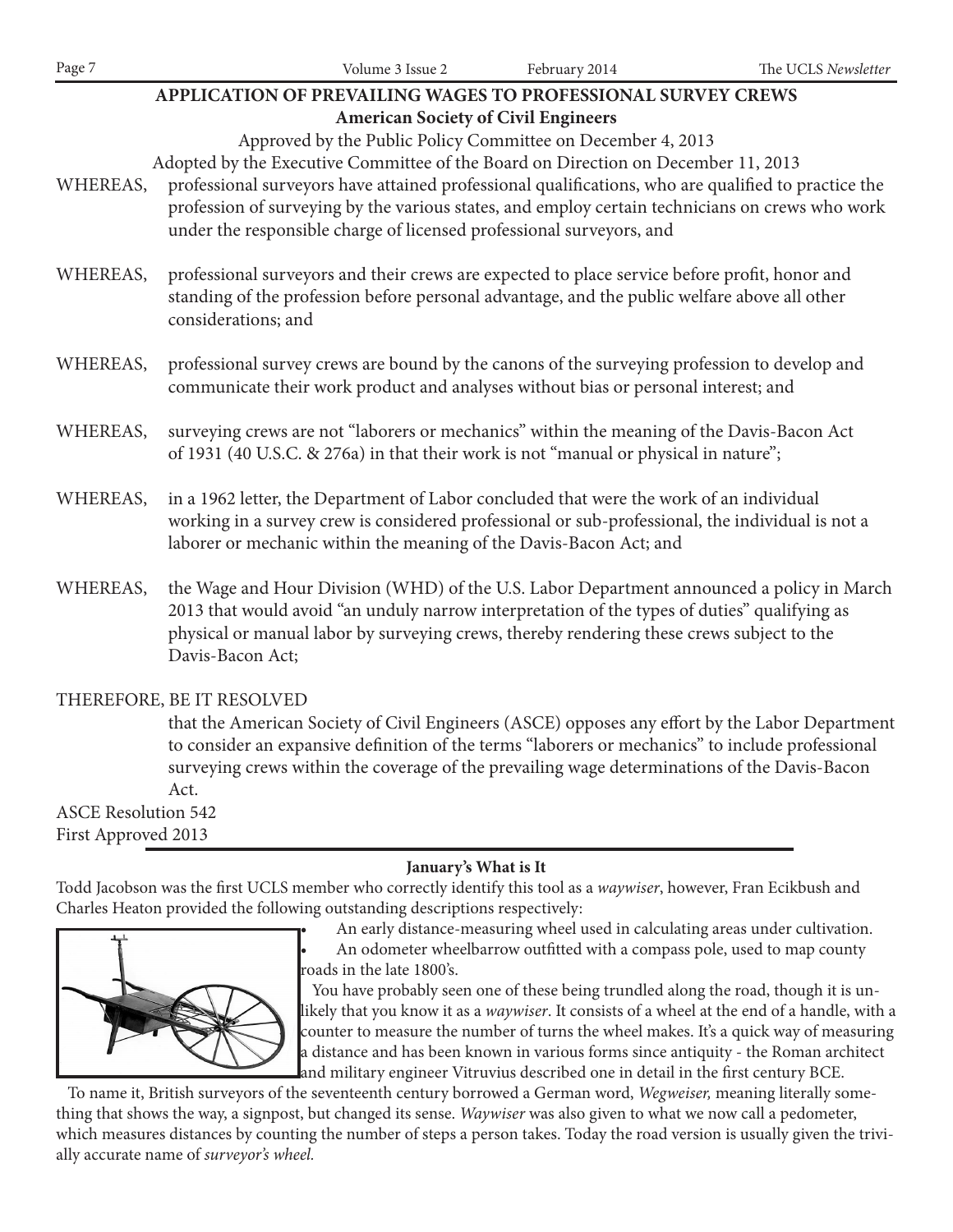## APPLICATION OF PREVAILING WAGES TO PROFESSIONAL SURVEY CREWS

**American Society of Civil Engineers**

Approved by the Public Policy Committee on December 4, 2013

Adopted by the Executive Committee of the Board on Direction on December 11, 2013

WHEREAS, professional surveyors have attained professional qualifications, who are qualified to practice the profession of surveying by the various states, and employ certain technicians on crews who work under the responsible charge of licensed professional surveyors, and

WHEREAS, professional surveyors and their crews are expected to place service before profit, honor and standing of the profession before personal advantage, and the public welfare above all other considerations; and

WHEREAS, professional survey crews are bound by the canons of the surveying profession to develop and communicate their work product and analyses without bias or personal interest; and

WHEREAS, surveying crews are not "laborers or mechanics" within the meaning of the Davis-Bacon Act of 1931 (40 U.S.C. & 276a) in that their work is not "manual or physical in nature";

WHEREAS, in a 1962 letter, the Department of Labor concluded that were the work of an individual working in a survey crew is considered professional or sub-professional, the individual is not a laborer or mechanic within the meaning of the Davis-Bacon Act; and

WHEREAS, the Wage and Hour Division (WHD) of the U.S. Labor Department announced a policy in March 2013 that would avoid "an unduly narrow interpretation of the types of duties" qualifying as physical or manual labor by surveying crews, thereby rendering these crews subject to the Davis-Bacon Act;

THEREFORE, BE IT RESOLVED

that the American Society of Civil Engineers (ASCE) opposes any effort by the Labor Department to consider an expansive definition of the terms "laborers or mechanics" to include professional surveying crews within the coverage of the prevailing wage determinations of the Davis-Bacon Act.

ASCE Resolution 542
First Approved 2013

---

**January's What is It**

Todd Jacobson was the first UCLS member who correctly identify this tool as a *waywiser*, however, Fran Ecikbush and Charles Heaton provided the following outstanding descriptions respectively:

- An early distance-measuring wheel used in calculating areas under cultivation.
- An odometer wheelbarrow outfitted with a compass pole, used to map county roads in the late 1800's.

You have probably seen one of these being trundled along the road, though it is unlikely that you know it as a *waywiser*. It consists of a wheel at the end of a handle, with a counter to measure the number of turns the wheel makes. It's a quick way of measuring a distance and has been known in various forms since antiquity - the Roman architect and military engineer Vitruvius described one in detail in the first century BCE.

To name it, British surveyors of the seventeenth century borrowed a German word, *Wegweiser,* meaning literally something that shows the way, a signpost, but changed its sense. *Waywiser* was also given to what we now call a pedometer, which measures distances by counting the number of steps a person takes. Today the road version is usually given the trivially accurate name of *surveyor's wheel.*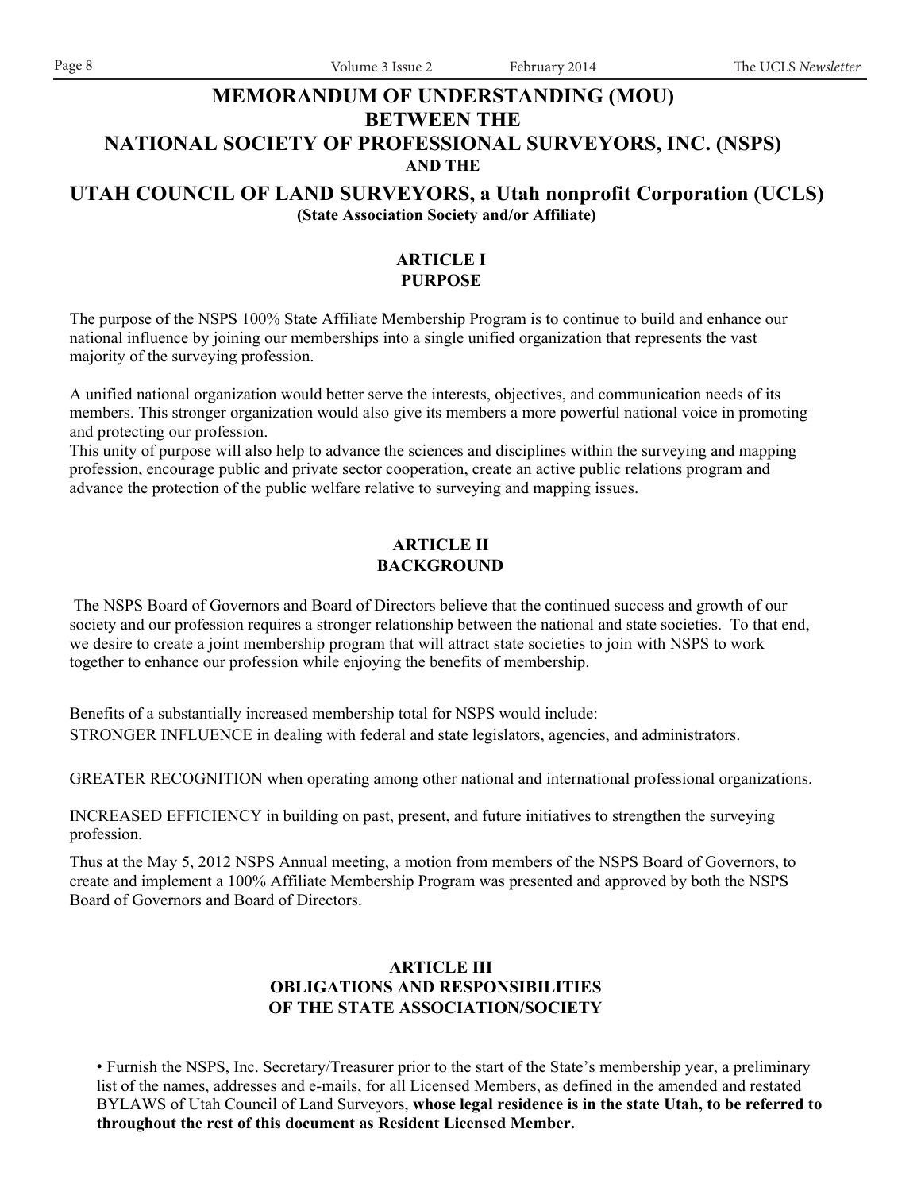# MEMORANDUM OF UNDERSTANDING (MOU) BETWEEN THE NATIONAL SOCIETY OF PROFESSIONAL SURVEYORS, INC. (NSPS)

**AND THE**

# UTAH COUNCIL OF LAND SURVEYORS, a Utah nonprofit Corporation (UCLS)

**(State Association Society and/or Affiliate)**

## ARTICLE I
## PURPOSE

The purpose of the NSPS 100% State Affiliate Membership Program is to continue to build and enhance our national influence by joining our memberships into a single unified organization that represents the vast majority of the surveying profession.

A unified national organization would better serve the interests, objectives, and communication needs of its members. This stronger organization would also give its members a more powerful national voice in promoting and protecting our profession.
This unity of purpose will also help to advance the sciences and disciplines within the surveying and mapping profession, encourage public and private sector cooperation, create an active public relations program and advance the protection of the public welfare relative to surveying and mapping issues.

## ARTICLE II
## BACKGROUND

The NSPS Board of Governors and Board of Directors believe that the continued success and growth of our society and our profession requires a stronger relationship between the national and state societies. To that end, we desire to create a joint membership program that will attract state societies to join with NSPS to work together to enhance our profession while enjoying the benefits of membership.

Benefits of a substantially increased membership total for NSPS would include:
STRONGER INFLUENCE in dealing with federal and state legislators, agencies, and administrators.

GREATER RECOGNITION when operating among other national and international professional organizations.

INCREASED EFFICIENCY in building on past, present, and future initiatives to strengthen the surveying profession.

Thus at the May 5, 2012 NSPS Annual meeting, a motion from members of the NSPS Board of Governors, to create and implement a 100% Affiliate Membership Program was presented and approved by both the NSPS Board of Governors and Board of Directors.

## ARTICLE III
## OBLIGATIONS AND RESPONSIBILITIES OF THE STATE ASSOCIATION/SOCIETY

- Furnish the NSPS, Inc. Secretary/Treasurer prior to the start of the State's membership year, a preliminary list of the names, addresses and e-mails, for all Licensed Members, as defined in the amended and restated BYLAWS of Utah Council of Land Surveyors, **whose legal residence is in the state Utah, to be referred to throughout the rest of this document as Resident Licensed Member.**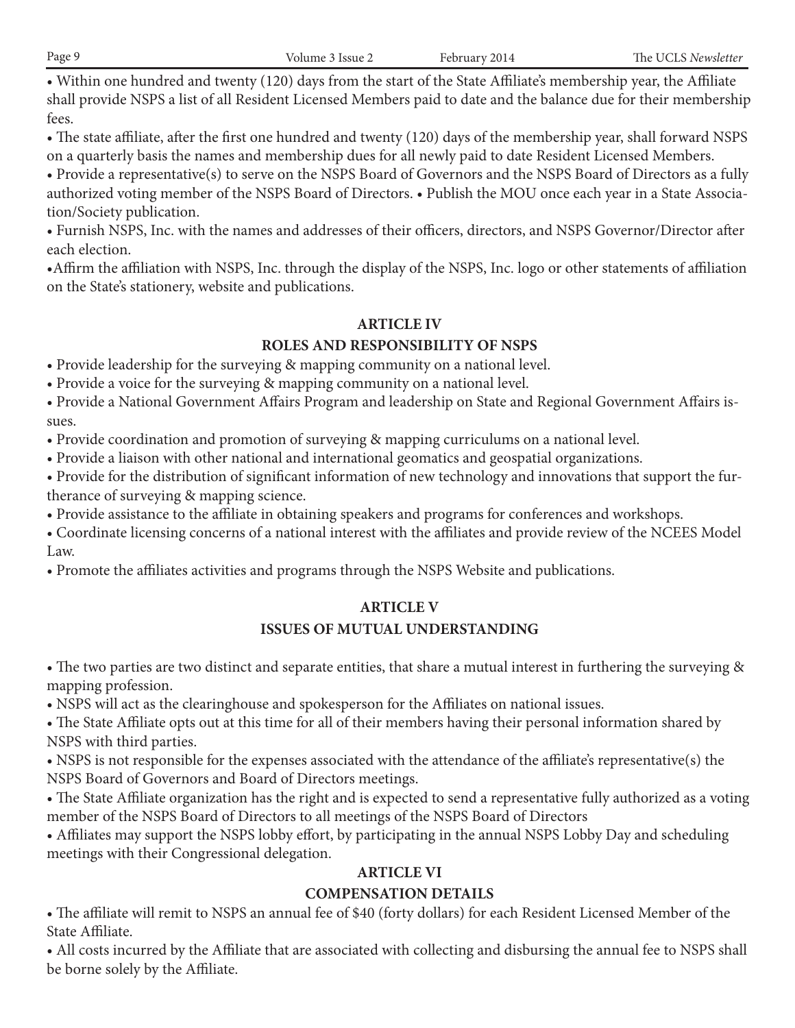- Within one hundred and twenty (120) days from the start of the State Affiliate's membership year, the Affiliate shall provide NSPS a list of all Resident Licensed Members paid to date and the balance due for their membership fees.
- The state affiliate, after the first one hundred and twenty (120) days of the membership year, shall forward NSPS on a quarterly basis the names and membership dues for all newly paid to date Resident Licensed Members.
- Provide a representative(s) to serve on the NSPS Board of Governors and the NSPS Board of Directors as a fully authorized voting member of the NSPS Board of Directors. • Publish the MOU once each year in a State Association/Society publication.
- Furnish NSPS, Inc. with the names and addresses of their officers, directors, and NSPS Governor/Director after each election.
- Affirm the affiliation with NSPS, Inc. through the display of the NSPS, Inc. logo or other statements of affiliation on the State's stationery, website and publications.

**ARTICLE IV**

**ROLES AND RESPONSIBILITY OF NSPS**

- Provide leadership for the surveying & mapping community on a national level.
- Provide a voice for the surveying & mapping community on a national level.
- Provide a National Government Affairs Program and leadership on State and Regional Government Affairs issues.
- Provide coordination and promotion of surveying & mapping curriculums on a national level.
- Provide a liaison with other national and international geomatics and geospatial organizations.
- Provide for the distribution of significant information of new technology and innovations that support the furtherance of surveying & mapping science.
- Provide assistance to the affiliate in obtaining speakers and programs for conferences and workshops.
- Coordinate licensing concerns of a national interest with the affiliates and provide review of the NCEES Model Law.
- Promote the affiliates activities and programs through the NSPS Website and publications.

**ARTICLE V**

**ISSUES OF MUTUAL UNDERSTANDING**

- The two parties are two distinct and separate entities, that share a mutual interest in furthering the surveying & mapping profession.
- NSPS will act as the clearinghouse and spokesperson for the Affiliates on national issues.
- The State Affiliate opts out at this time for all of their members having their personal information shared by NSPS with third parties.
- NSPS is not responsible for the expenses associated with the attendance of the affiliate's representative(s) the NSPS Board of Governors and Board of Directors meetings.
- The State Affiliate organization has the right and is expected to send a representative fully authorized as a voting member of the NSPS Board of Directors to all meetings of the NSPS Board of Directors
- Affiliates may support the NSPS lobby effort, by participating in the annual NSPS Lobby Day and scheduling meetings with their Congressional delegation.

**ARTICLE VI**

**COMPENSATION DETAILS**

- The affiliate will remit to NSPS an annual fee of $40 (forty dollars) for each Resident Licensed Member of the State Affiliate.
- All costs incurred by the Affiliate that are associated with collecting and disbursing the annual fee to NSPS shall be borne solely by the Affiliate.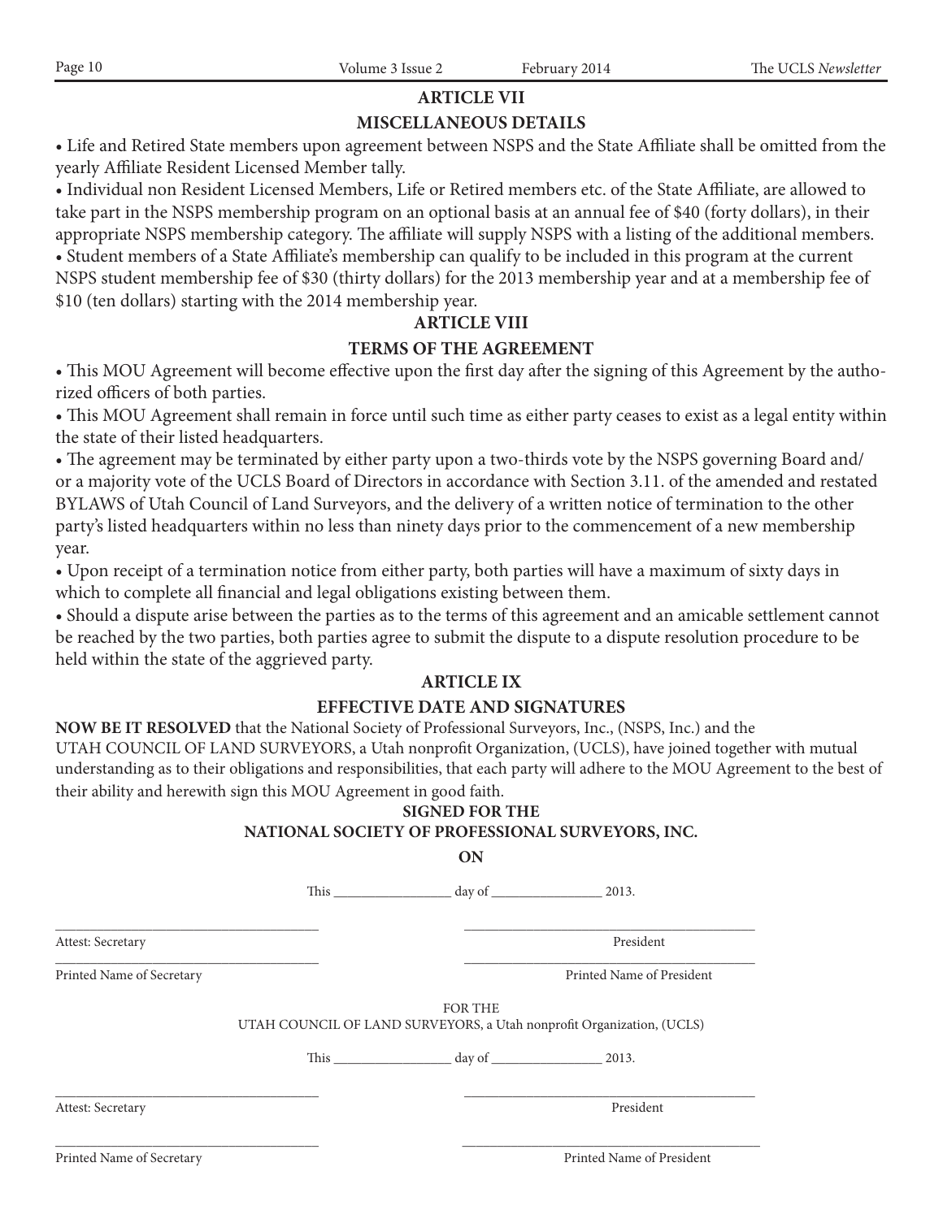## ARTICLE VII

## MISCELLANEOUS DETAILS

- Life and Retired State members upon agreement between NSPS and the State Affiliate shall be omitted from the yearly Affiliate Resident Licensed Member tally.
- Individual non Resident Licensed Members, Life or Retired members etc. of the State Affiliate, are allowed to take part in the NSPS membership program on an optional basis at an annual fee of $40 (forty dollars), in their appropriate NSPS membership category. The affiliate will supply NSPS with a listing of the additional members.
- Student members of a State Affiliate's membership can qualify to be included in this program at the current NSPS student membership fee of $30 (thirty dollars) for the 2013 membership year and at a membership fee of $10 (ten dollars) starting with the 2014 membership year.

## ARTICLE VIII

## TERMS OF THE AGREEMENT

- This MOU Agreement will become effective upon the first day after the signing of this Agreement by the authorized officers of both parties.
- This MOU Agreement shall remain in force until such time as either party ceases to exist as a legal entity within the state of their listed headquarters.
- The agreement may be terminated by either party upon a two-thirds vote by the NSPS governing Board and/or a majority vote of the UCLS Board of Directors in accordance with Section 3.11. of the amended and restated BYLAWS of Utah Council of Land Surveyors, and the delivery of a written notice of termination to the other party's listed headquarters within no less than ninety days prior to the commencement of a new membership year.
- Upon receipt of a termination notice from either party, both parties will have a maximum of sixty days in which to complete all financial and legal obligations existing between them.
- Should a dispute arise between the parties as to the terms of this agreement and an amicable settlement cannot be reached by the two parties, both parties agree to submit the dispute to a dispute resolution procedure to be held within the state of the aggrieved party.

## ARTICLE IX

## EFFECTIVE DATE AND SIGNATURES

**NOW BE IT RESOLVED** that the National Society of Professional Surveyors, Inc., (NSPS, Inc.) and the UTAH COUNCIL OF LAND SURVEYORS, a Utah nonprofit Organization, (UCLS), have joined together with mutual understanding as to their obligations and responsibilities, that each party will adhere to the MOU Agreement to the best of their ability and herewith sign this MOU Agreement in good faith.

**SIGNED FOR THE**
**NATIONAL SOCIETY OF PROFESSIONAL SURVEYORS, INC.**

**ON**

This \_\_\_\_\_\_\_\_\_\_\_\_\_\_\_\_\_ day of \_\_\_\_\_\_\_\_\_\_\_\_\_\_\_\_ 2013.

\_\_\_\_\_\_\_\_\_\_\_\_\_\_\_\_\_\_\_\_\_\_\_\_\_\_\_\_\_\_ \_\_\_\_\_\_\_\_\_\_\_\_\_\_\_\_\_\_\_\_\_\_\_\_\_\_\_\_\_\_

Attest: Secretary President

\_\_\_\_\_\_\_\_\_\_\_\_\_\_\_\_\_\_\_\_\_\_\_\_\_\_\_\_\_\_ \_\_\_\_\_\_\_\_\_\_\_\_\_\_\_\_\_\_\_\_\_\_\_\_\_\_\_\_\_\_

Printed Name of Secretary Printed Name of President

FOR THE
UTAH COUNCIL OF LAND SURVEYORS, a Utah nonprofit Organization, (UCLS)

This \_\_\_\_\_\_\_\_\_\_\_\_\_\_\_\_\_ day of \_\_\_\_\_\_\_\_\_\_\_\_\_\_\_\_ 2013.

\_\_\_\_\_\_\_\_\_\_\_\_\_\_\_\_\_\_\_\_\_\_\_\_\_\_\_\_\_\_ \_\_\_\_\_\_\_\_\_\_\_\_\_\_\_\_\_\_\_\_\_\_\_\_\_\_\_\_\_\_

Attest: Secretary President

\_\_\_\_\_\_\_\_\_\_\_\_\_\_\_\_\_\_\_\_\_\_\_\_\_\_\_\_\_\_ \_\_\_\_\_\_\_\_\_\_\_\_\_\_\_\_\_\_\_\_\_\_\_\_\_\_\_\_\_\_

Printed Name of Secretary Printed Name of President